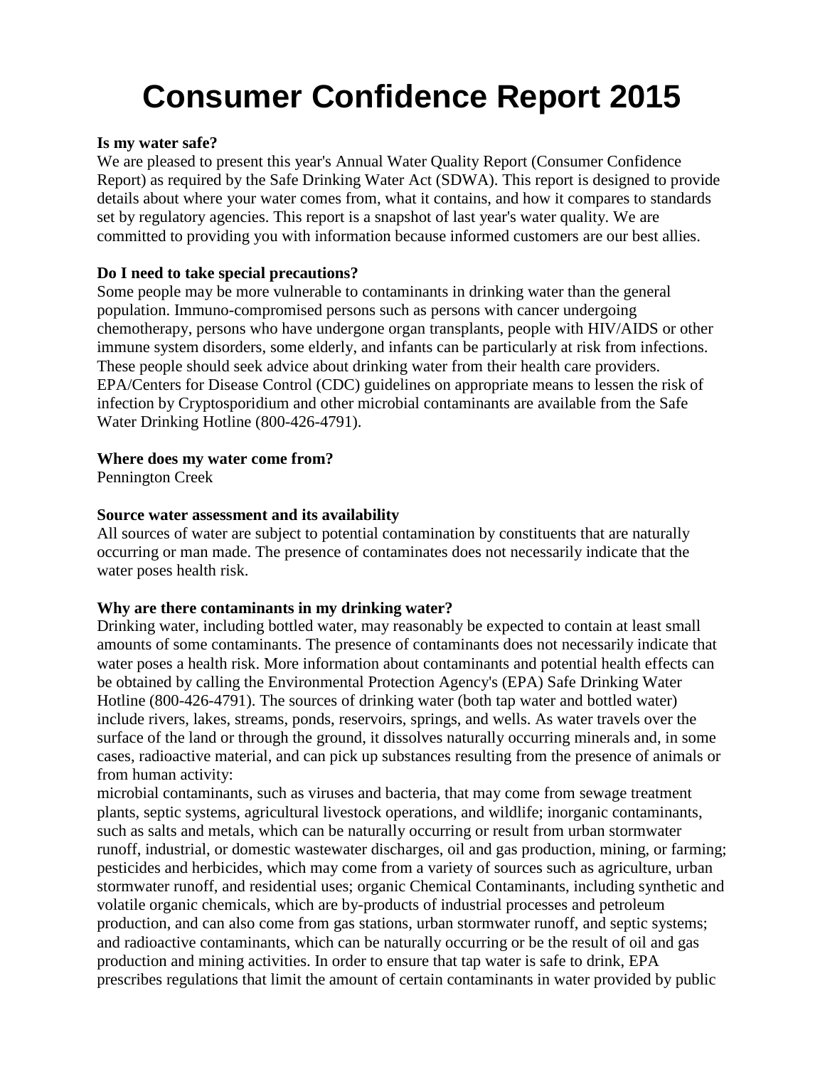# Consumer Confidence Report 2015

**Is my water safe?**
We are pleased to present this year's Annual Water Quality Report (Consumer Confidence Report) as required by the Safe Drinking Water Act (SDWA). This report is designed to provide details about where your water comes from, what it contains, and how it compares to standards set by regulatory agencies. This report is a snapshot of last year's water quality. We are committed to providing you with information because informed customers are our best allies.

**Do I need to take special precautions?**
Some people may be more vulnerable to contaminants in drinking water than the general population. Immuno-compromised persons such as persons with cancer undergoing chemotherapy, persons who have undergone organ transplants, people with HIV/AIDS or other immune system disorders, some elderly, and infants can be particularly at risk from infections. These people should seek advice about drinking water from their health care providers. EPA/Centers for Disease Control (CDC) guidelines on appropriate means to lessen the risk of infection by Cryptosporidium and other microbial contaminants are available from the Safe Water Drinking Hotline (800-426-4791).

**Where does my water come from?**
Pennington Creek

**Source water assessment and its availability**
All sources of water are subject to potential contamination by constituents that are naturally occurring or man made. The presence of contaminates does not necessarily indicate that the water poses health risk.

**Why are there contaminants in my drinking water?**
Drinking water, including bottled water, may reasonably be expected to contain at least small amounts of some contaminants. The presence of contaminants does not necessarily indicate that water poses a health risk. More information about contaminants and potential health effects can be obtained by calling the Environmental Protection Agency's (EPA) Safe Drinking Water Hotline (800-426-4791). The sources of drinking water (both tap water and bottled water) include rivers, lakes, streams, ponds, reservoirs, springs, and wells. As water travels over the surface of the land or through the ground, it dissolves naturally occurring minerals and, in some cases, radioactive material, and can pick up substances resulting from the presence of animals or from human activity:
microbial contaminants, such as viruses and bacteria, that may come from sewage treatment plants, septic systems, agricultural livestock operations, and wildlife; inorganic contaminants, such as salts and metals, which can be naturally occurring or result from urban stormwater runoff, industrial, or domestic wastewater discharges, oil and gas production, mining, or farming; pesticides and herbicides, which may come from a variety of sources such as agriculture, urban stormwater runoff, and residential uses; organic Chemical Contaminants, including synthetic and volatile organic chemicals, which are by-products of industrial processes and petroleum production, and can also come from gas stations, urban stormwater runoff, and septic systems; and radioactive contaminants, which can be naturally occurring or be the result of oil and gas production and mining activities. In order to ensure that tap water is safe to drink, EPA prescribes regulations that limit the amount of certain contaminants in water provided by public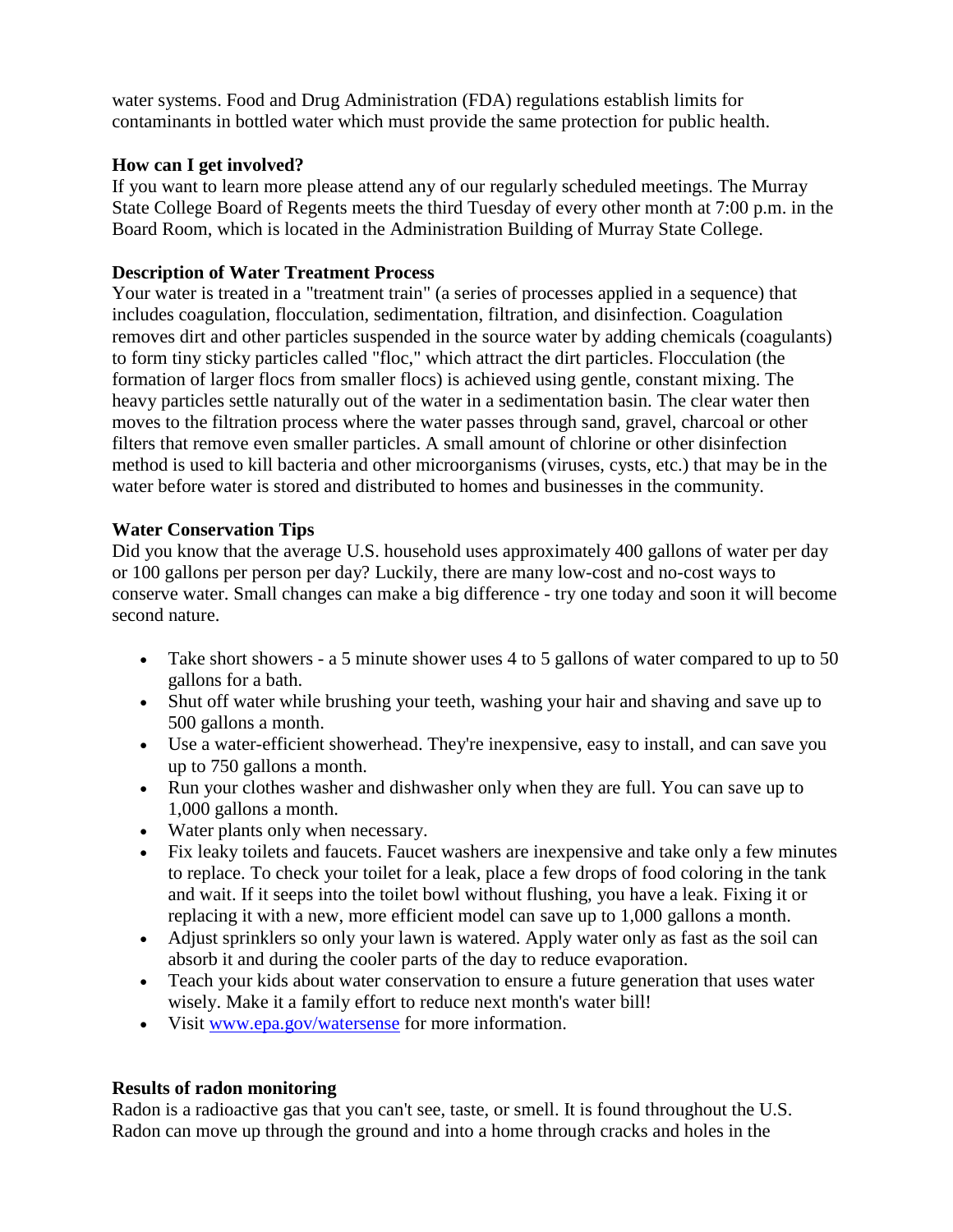water systems. Food and Drug Administration (FDA) regulations establish limits for contaminants in bottled water which must provide the same protection for public health.

**How can I get involved?**
If you want to learn more please attend any of our regularly scheduled meetings. The Murray State College Board of Regents meets the third Tuesday of every other month at 7:00 p.m. in the Board Room, which is located in the Administration Building of Murray State College.

**Description of Water Treatment Process**
Your water is treated in a "treatment train" (a series of processes applied in a sequence) that includes coagulation, flocculation, sedimentation, filtration, and disinfection. Coagulation removes dirt and other particles suspended in the source water by adding chemicals (coagulants) to form tiny sticky particles called "floc," which attract the dirt particles. Flocculation (the formation of larger flocs from smaller flocs) is achieved using gentle, constant mixing. The heavy particles settle naturally out of the water in a sedimentation basin. The clear water then moves to the filtration process where the water passes through sand, gravel, charcoal or other filters that remove even smaller particles. A small amount of chlorine or other disinfection method is used to kill bacteria and other microorganisms (viruses, cysts, etc.) that may be in the water before water is stored and distributed to homes and businesses in the community.

**Water Conservation Tips**
Did you know that the average U.S. household uses approximately 400 gallons of water per day or 100 gallons per person per day? Luckily, there are many low-cost and no-cost ways to conserve water. Small changes can make a big difference - try one today and soon it will become second nature.

- Take short showers - a 5 minute shower uses 4 to 5 gallons of water compared to up to 50 gallons for a bath.
- Shut off water while brushing your teeth, washing your hair and shaving and save up to 500 gallons a month.
- Use a water-efficient showerhead. They're inexpensive, easy to install, and can save you up to 750 gallons a month.
- Run your clothes washer and dishwasher only when they are full. You can save up to 1,000 gallons a month.
- Water plants only when necessary.
- Fix leaky toilets and faucets. Faucet washers are inexpensive and take only a few minutes to replace. To check your toilet for a leak, place a few drops of food coloring in the tank and wait. If it seeps into the toilet bowl without flushing, you have a leak. Fixing it or replacing it with a new, more efficient model can save up to 1,000 gallons a month.
- Adjust sprinklers so only your lawn is watered. Apply water only as fast as the soil can absorb it and during the cooler parts of the day to reduce evaporation.
- Teach your kids about water conservation to ensure a future generation that uses water wisely. Make it a family effort to reduce next month's water bill!
- Visit [www.epa.gov/watersense](http://www.epa.gov/watersense) for more information.

**Results of radon monitoring**
Radon is a radioactive gas that you can't see, taste, or smell. It is found throughout the U.S. Radon can move up through the ground and into a home through cracks and holes in the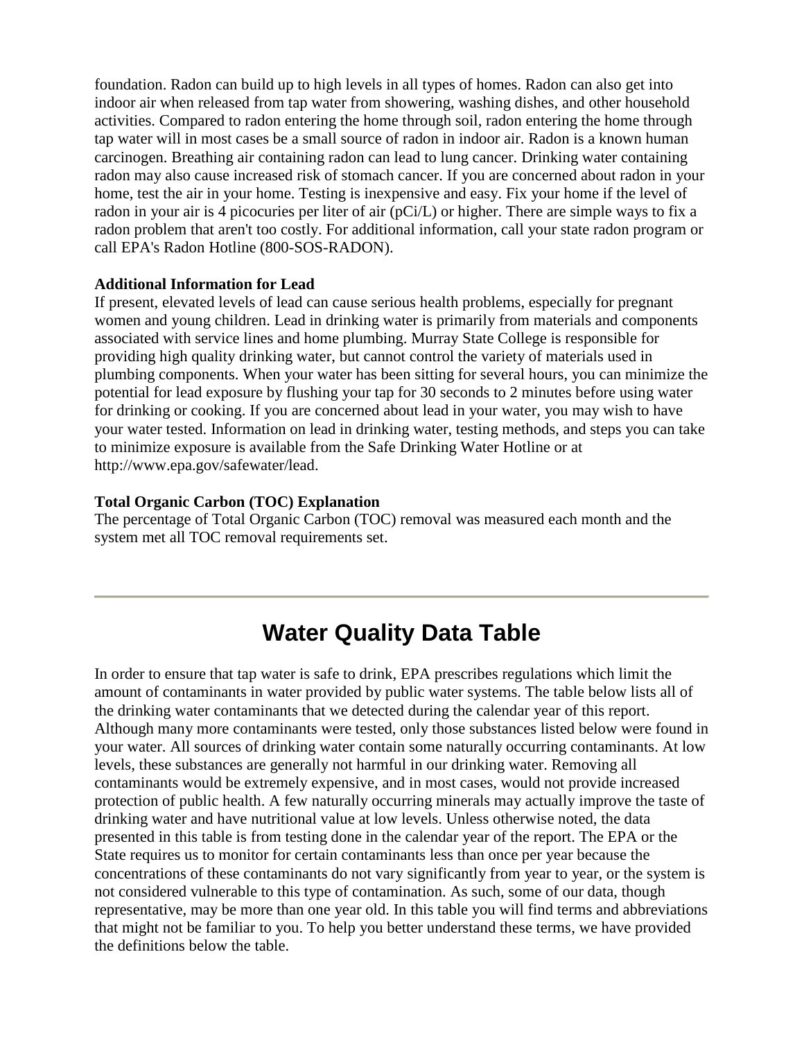foundation. Radon can build up to high levels in all types of homes. Radon can also get into indoor air when released from tap water from showering, washing dishes, and other household activities. Compared to radon entering the home through soil, radon entering the home through tap water will in most cases be a small source of radon in indoor air. Radon is a known human carcinogen. Breathing air containing radon can lead to lung cancer. Drinking water containing radon may also cause increased risk of stomach cancer. If you are concerned about radon in your home, test the air in your home. Testing is inexpensive and easy. Fix your home if the level of radon in your air is 4 picocuries per liter of air (pCi/L) or higher. There are simple ways to fix a radon problem that aren't too costly. For additional information, call your state radon program or call EPA's Radon Hotline (800-SOS-RADON).

**Additional Information for Lead**

If present, elevated levels of lead can cause serious health problems, especially for pregnant women and young children. Lead in drinking water is primarily from materials and components associated with service lines and home plumbing. Murray State College is responsible for providing high quality drinking water, but cannot control the variety of materials used in plumbing components. When your water has been sitting for several hours, you can minimize the potential for lead exposure by flushing your tap for 30 seconds to 2 minutes before using water for drinking or cooking. If you are concerned about lead in your water, you may wish to have your water tested. Information on lead in drinking water, testing methods, and steps you can take to minimize exposure is available from the Safe Drinking Water Hotline or at http://www.epa.gov/safewater/lead.

**Total Organic Carbon (TOC) Explanation**

The percentage of Total Organic Carbon (TOC) removal was measured each month and the system met all TOC removal requirements set.

---

# Water Quality Data Table

In order to ensure that tap water is safe to drink, EPA prescribes regulations which limit the amount of contaminants in water provided by public water systems. The table below lists all of the drinking water contaminants that we detected during the calendar year of this report. Although many more contaminants were tested, only those substances listed below were found in your water. All sources of drinking water contain some naturally occurring contaminants. At low levels, these substances are generally not harmful in our drinking water. Removing all contaminants would be extremely expensive, and in most cases, would not provide increased protection of public health. A few naturally occurring minerals may actually improve the taste of drinking water and have nutritional value at low levels. Unless otherwise noted, the data presented in this table is from testing done in the calendar year of the report. The EPA or the State requires us to monitor for certain contaminants less than once per year because the concentrations of these contaminants do not vary significantly from year to year, or the system is not considered vulnerable to this type of contamination. As such, some of our data, though representative, may be more than one year old. In this table you will find terms and abbreviations that might not be familiar to you. To help you better understand these terms, we have provided the definitions below the table.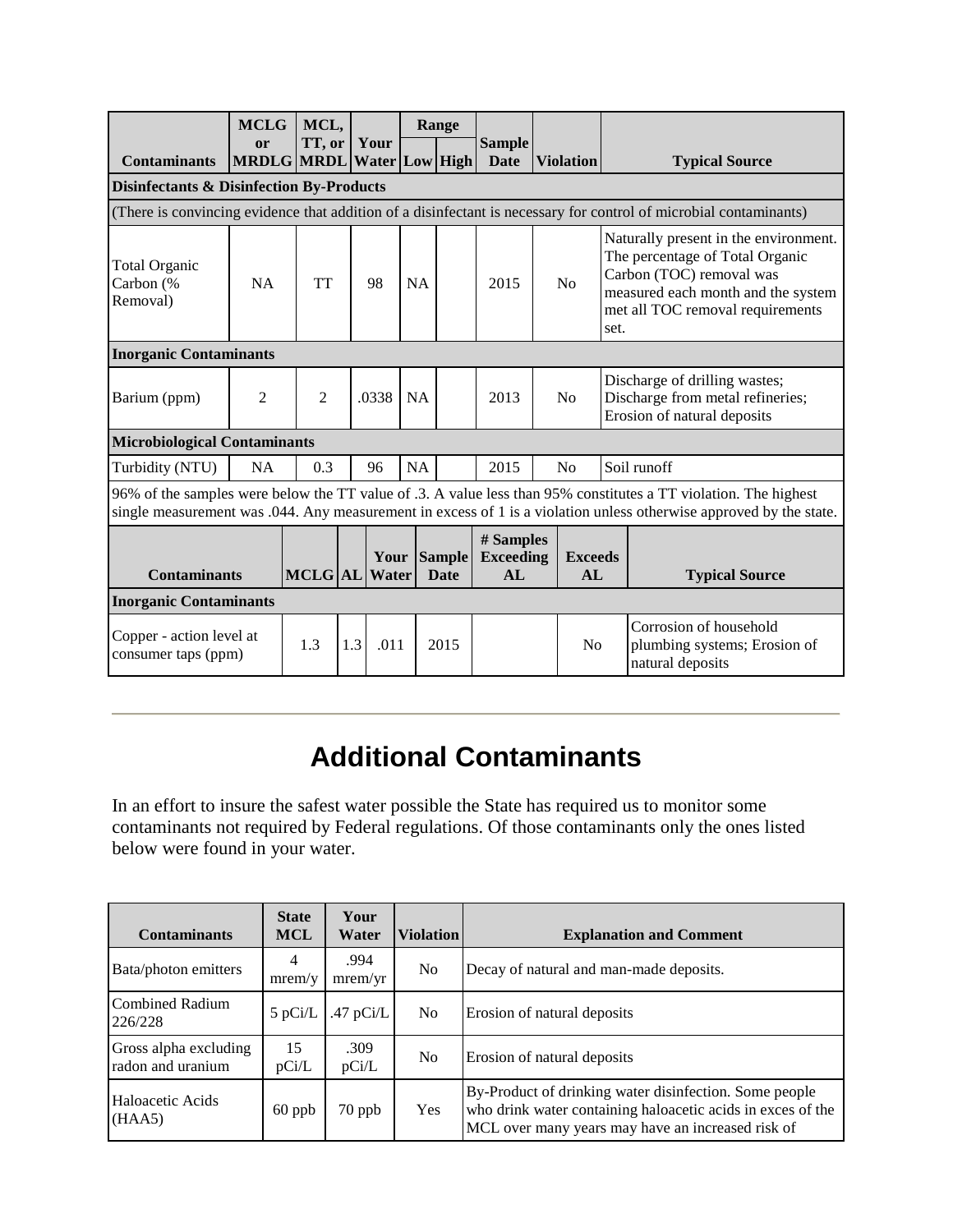| Contaminants | MCLG or MRDLG | MCL, TT, or MRDL | Your Water | Range | | Sample Date | Violation | Typical Source |
|---|---|---|---|---|---|---|---|---|
| | | | | Low | High | | | |
| **Disinfectants & Disinfection By-Products** | | | | | | | | |
| (There is convincing evidence that addition of a disinfectant is necessary for control of microbial contaminants) | | | | | | | | |
| Total Organic Carbon (% Removal) | NA | TT | 98 | NA | | 2015 | No | Naturally present in the environment. The percentage of Total Organic Carbon (TOC) removal was measured each month and the system met all TOC removal requirements set. |
| **Inorganic Contaminants** | | | | | | | | |
| Barium (ppm) | 2 | 2 | .0338 | NA | | 2013 | No | Discharge of drilling wastes; Discharge from metal refineries; Erosion of natural deposits |
| **Microbiological Contaminants** | | | | | | | | |
| Turbidity (NTU) | NA | 0.3 | 96 | NA | | 2015 | No | Soil runoff |
| 96% of the samples were below the TT value of .3. A value less than 95% constitutes a TT violation. The highest single measurement was .044. Any measurement in excess of 1 is a violation unless otherwise approved by the state. | | | | | | | | |

| Contaminants | MCLG | AL | Your Water | Sample Date | # Samples Exceeding AL | Exceeds AL | Typical Source |
|---|---|---|---|---|---|---|---|
| **Inorganic Contaminants** | | | | | | | |
| Copper - action level at consumer taps (ppm) | 1.3 | 1.3 | .011 | 2015 | | No | Corrosion of household plumbing systems; Erosion of natural deposits |

---

## Additional Contaminants

In an effort to insure the safest water possible the State has required us to monitor some contaminants not required by Federal regulations. Of those contaminants only the ones listed below were found in your water.

| Contaminants | State MCL | Your Water | Violation | Explanation and Comment |
|---|---|---|---|---|
| Bata/photon emitters | 4 mrem/y | .994 mrem/yr | No | Decay of natural and man-made deposits. |
| Combined Radium 226/228 | 5 pCi/L | .47 pCi/L | No | Erosion of natural deposits |
| Gross alpha excluding radon and uranium | 15 pCi/L | .309 pCi/L | No | Erosion of natural deposits |
| Haloacetic Acids (HAA5) | 60 ppb | 70 ppb | Yes | By-Product of drinking water disinfection. Some people who drink water containing haloacetic acids in exces of the MCL over many years may have an increased risk of |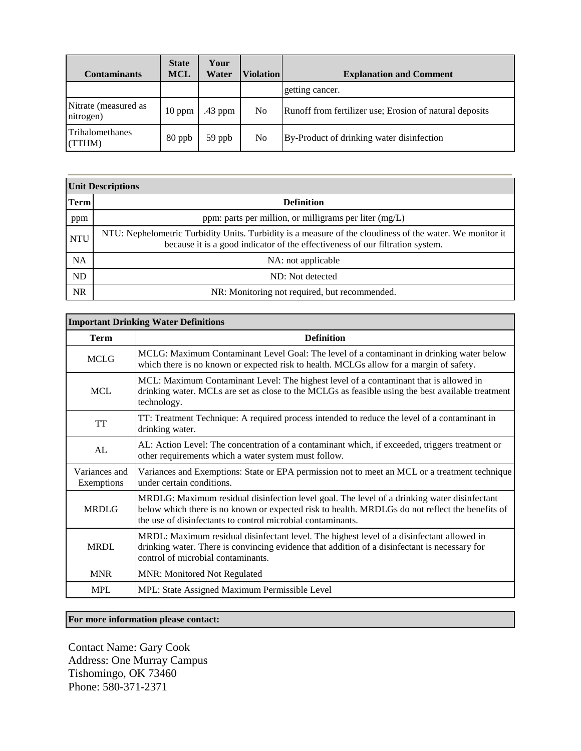| Contaminants | State MCL | Your Water | Violation | Explanation and Comment |
| --- | --- | --- | --- | --- |
| | | | | getting cancer. |
| Nitrate (measured as nitrogen) | 10 ppm | .43 ppm | No | Runoff from fertilizer use; Erosion of natural deposits |
| Trihalomethanes (TTHM) | 80 ppb | 59 ppb | No | By-Product of drinking water disinfection |

| Unit Descriptions | |
| --- | --- |
| **Term** | **Definition** |
| ppm | ppm: parts per million, or milligrams per liter (mg/L) |
| NTU | NTU: Nephelometric Turbidity Units. Turbidity is a measure of the cloudiness of the water. We monitor it because it is a good indicator of the effectiveness of our filtration system. |
| NA | NA: not applicable |
| ND | ND: Not detected |
| NR | NR: Monitoring not required, but recommended. |

| Important Drinking Water Definitions | |
| --- | --- |
| **Term** | **Definition** |
| MCLG | MCLG: Maximum Contaminant Level Goal: The level of a contaminant in drinking water below which there is no known or expected risk to health. MCLGs allow for a margin of safety. |
| MCL | MCL: Maximum Contaminant Level: The highest level of a contaminant that is allowed in drinking water. MCLs are set as close to the MCLGs as feasible using the best available treatment technology. |
| TT | TT: Treatment Technique: A required process intended to reduce the level of a contaminant in drinking water. |
| AL | AL: Action Level: The concentration of a contaminant which, if exceeded, triggers treatment or other requirements which a water system must follow. |
| Variances and Exemptions | Variances and Exemptions: State or EPA permission not to meet an MCL or a treatment technique under certain conditions. |
| MRDLG | MRDLG: Maximum residual disinfection level goal. The level of a drinking water disinfectant below which there is no known or expected risk to health. MRDLGs do not reflect the benefits of the use of disinfectants to control microbial contaminants. |
| MRDL | MRDL: Maximum residual disinfectant level. The highest level of a disinfectant allowed in drinking water. There is convincing evidence that addition of a disinfectant is necessary for control of microbial contaminants. |
| MNR | MNR: Monitored Not Regulated |
| MPL | MPL: State Assigned Maximum Permissible Level |

**For more information please contact:**

Contact Name: Gary Cook
Address: One Murray Campus
Tishomingo, OK 73460
Phone: 580-371-2371